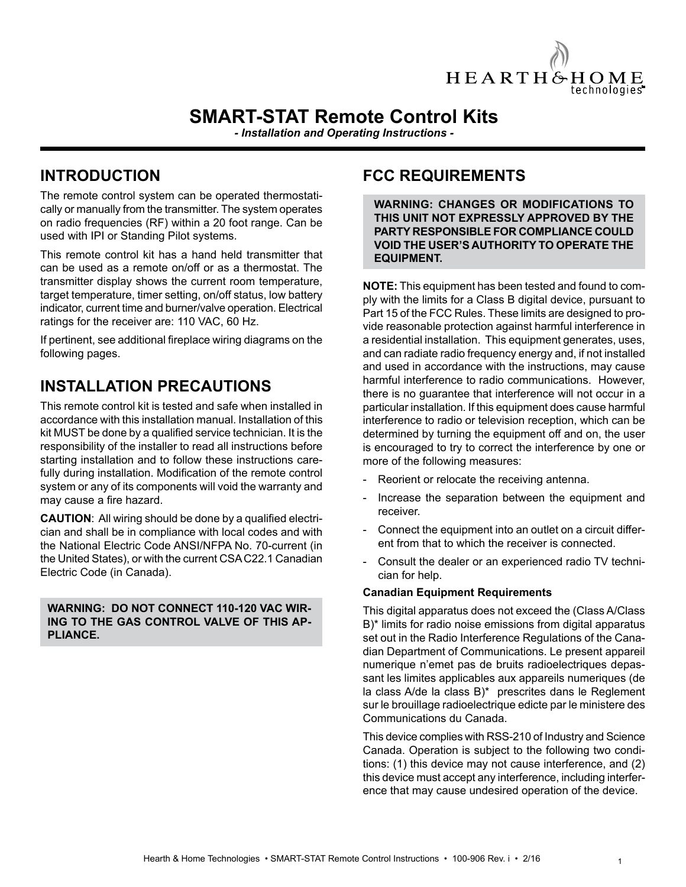HEARTH & HOME technologies

# SMART-STAT Remote Control Kits

*- Installation and Operating Instructions -*

## INTRODUCTION

The remote control system can be operated thermostatically or manually from the transmitter. The system operates on radio frequencies (RF) within a 20 foot range. Can be used with IPI or Standing Pilot systems.

This remote control kit has a hand held transmitter that can be used as a remote on/off or as a thermostat. The transmitter display shows the current room temperature, target temperature, timer setting, on/off status, low battery indicator, current time and burner/valve operation. Electrical ratings for the receiver are: 110 VAC, 60 Hz.

If pertinent, see additional fireplace wiring diagrams on the following pages.

## INSTALLATION PRECAUTIONS

This remote control kit is tested and safe when installed in accordance with this installation manual. Installation of this kit MUST be done by a qualified service technician. It is the responsibility of the installer to read all instructions before starting installation and to follow these instructions carefully during installation. Modification of the remote control system or any of its components will void the warranty and may cause a fire hazard.

**CAUTION**: All wiring should be done by a qualified electrician and shall be in compliance with local codes and with the National Electric Code ANSI/NFPA No. 70-current (in the United States), or with the current CSA C22.1 Canadian Electric Code (in Canada).

**WARNING: DO NOT CONNECT 110-120 VAC WIRING TO THE GAS CONTROL VALVE OF THIS APPLIANCE.**

## FCC REQUIREMENTS

**WARNING: CHANGES OR MODIFICATIONS TO THIS UNIT NOT EXPRESSLY APPROVED BY THE PARTY RESPONSIBLE FOR COMPLIANCE COULD VOID THE USER'S AUTHORITY TO OPERATE THE EQUIPMENT.**

**NOTE:** This equipment has been tested and found to comply with the limits for a Class B digital device, pursuant to Part 15 of the FCC Rules. These limits are designed to provide reasonable protection against harmful interference in a residential installation. This equipment generates, uses, and can radiate radio frequency energy and, if not installed and used in accordance with the instructions, may cause harmful interference to radio communications. However, there is no guarantee that interference will not occur in a particular installation. If this equipment does cause harmful interference to radio or television reception, which can be determined by turning the equipment off and on, the user is encouraged to try to correct the interference by one or more of the following measures:

- Reorient or relocate the receiving antenna.
- Increase the separation between the equipment and receiver.
- Connect the equipment into an outlet on a circuit different from that to which the receiver is connected.
- Consult the dealer or an experienced radio TV technician for help.

### Canadian Equipment Requirements

This digital apparatus does not exceed the (Class A/Class B)* limits for radio noise emissions from digital apparatus set out in the Radio Interference Regulations of the Canadian Department of Communications. Le present appareil numerique n'emet pas de bruits radioelectriques depassant les limites applicables aux appareils numeriques (de la class A/de la class B)* prescrites dans le Reglement sur le brouillage radioelectrique edicte par le ministere des Communications du Canada.

This device complies with RSS-210 of Industry and Science Canada. Operation is subject to the following two conditions: (1) this device may not cause interference, and (2) this device must accept any interference, including interference that may cause undesired operation of the device.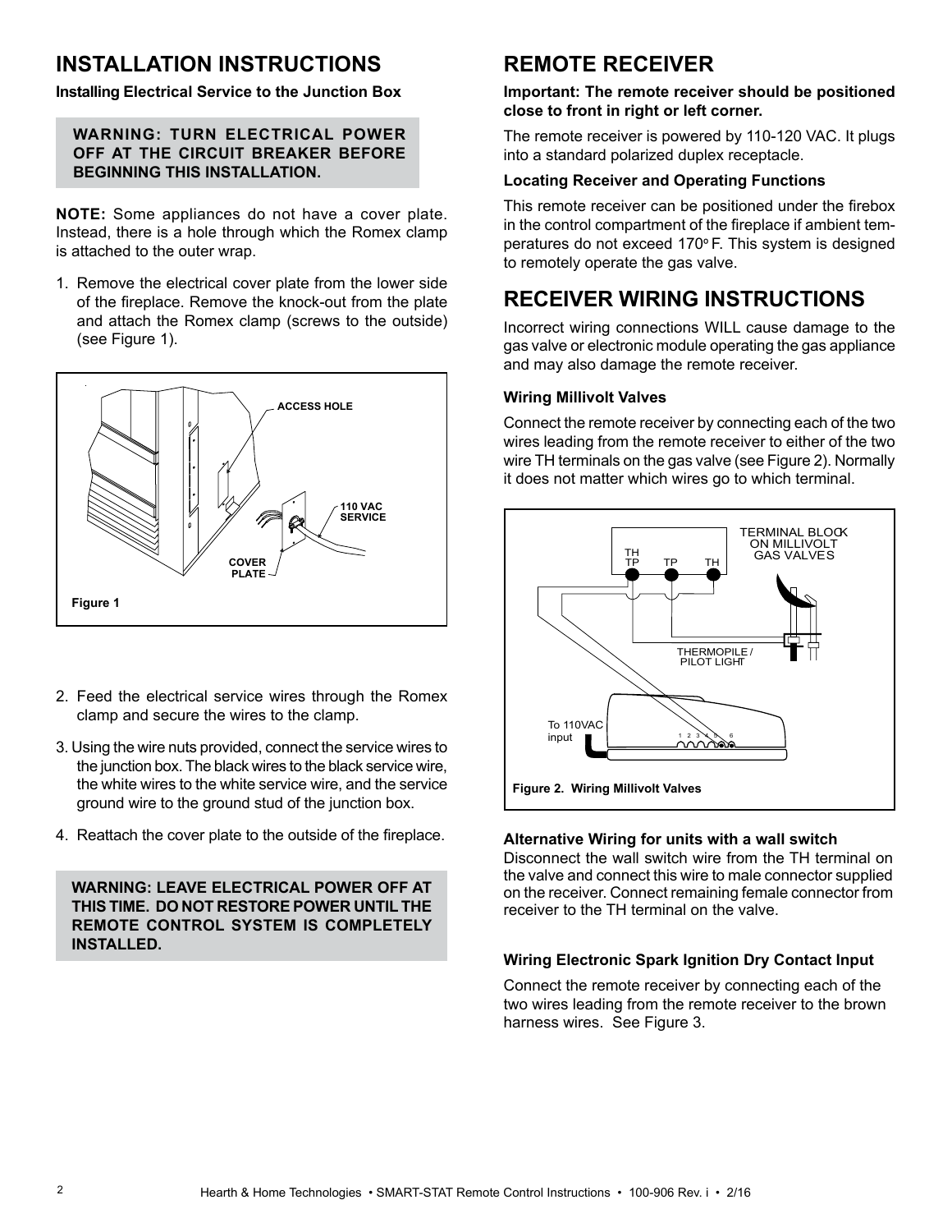# INSTALLATION INSTRUCTIONS

**Installing Electrical Service to the Junction Box**

> **WARNING: TURN ELECTRICAL POWER OFF AT THE CIRCUIT BREAKER BEFORE BEGINNING THIS INSTALLATION.**

**NOTE:** Some appliances do not have a cover plate. Instead, there is a hole through which the Romex clamp is attached to the outer wrap.

1. Remove the electrical cover plate from the lower side of the fireplace. Remove the knock-out from the plate and attach the Romex clamp (screws to the outside) (see Figure 1).

Figure 1

2. Feed the electrical service wires through the Romex clamp and secure the wires to the clamp.
3. Using the wire nuts provided, connect the service wires to the junction box. The black wires to the black service wire, the white wires to the white service wire, and the service ground wire to the ground stud of the junction box.
4. Reattach the cover plate to the outside of the fireplace.

> **WARNING: LEAVE ELECTRICAL POWER OFF AT THIS TIME. DO NOT RESTORE POWER UNTIL THE REMOTE CONTROL SYSTEM IS COMPLETELY INSTALLED.**

# REMOTE RECEIVER

**Important: The remote receiver should be positioned close to front in right or left corner.**

The remote receiver is powered by 110-120 VAC. It plugs into a standard polarized duplex receptacle.

**Locating Receiver and Operating Functions**

This remote receiver can be positioned under the firebox in the control compartment of the fireplace if ambient temperatures do not exceed 170° F. This system is designed to remotely operate the gas valve.

# RECEIVER WIRING INSTRUCTIONS

Incorrect wiring connections WILL cause damage to the gas valve or electronic module operating the gas appliance and may also damage the remote receiver.

**Wiring Millivolt Valves**

Connect the remote receiver by connecting each of the two wires leading from the remote receiver to either of the two wire TH terminals on the gas valve (see Figure 2). Normally it does not matter which wires go to which terminal.

Figure 2. Wiring Millivolt Valves

**Alternative Wiring for units with a wall switch**

Disconnect the wall switch wire from the TH terminal on the valve and connect this wire to male connector supplied on the receiver. Connect remaining female connector from receiver to the TH terminal on the valve.

**Wiring Electronic Spark Ignition Dry Contact Input**

Connect the remote receiver by connecting each of the two wires leading from the remote receiver to the brown harness wires. See Figure 3.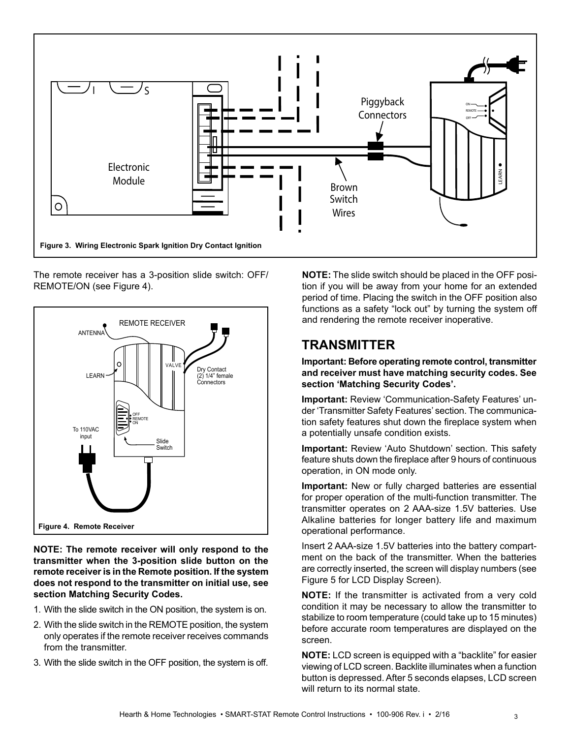Figure 3. Wiring Electronic Spark Ignition Dry Contact Ignition

The remote receiver has a 3-position slide switch: OFF/ REMOTE/ON (see Figure 4).

Figure 4. Remote Receiver

**NOTE: The remote receiver will only respond to the transmitter when the 3-position slide button on the remote receiver is in the Remote position. If the system does not respond to the transmitter on initial use, see section Matching Security Codes.**

1. With the slide switch in the ON position, the system is on.
2. With the slide switch in the REMOTE position, the system only operates if the remote receiver receives commands from the transmitter.
3. With the slide switch in the OFF position, the system is off.

**NOTE:** The slide switch should be placed in the OFF position if you will be away from your home for an extended period of time. Placing the switch in the OFF position also functions as a safety "lock out" by turning the system off and rendering the remote receiver inoperative.

## TRANSMITTER

**Important: Before operating remote control, transmitter and receiver must have matching security codes. See section 'Matching Security Codes'.**

**Important:** Review 'Communication-Safety Features' under 'Transmitter Safety Features' section. The communication safety features shut down the fireplace system when a potentially unsafe condition exists.

**Important:** Review 'Auto Shutdown' section. This safety feature shuts down the fireplace after 9 hours of continuous operation, in ON mode only.

**Important:** New or fully charged batteries are essential for proper operation of the multi-function transmitter. The transmitter operates on 2 AAA-size 1.5V batteries. Use Alkaline batteries for longer battery life and maximum operational performance.

Insert 2 AAA-size 1.5V batteries into the battery compartment on the back of the transmitter. When the batteries are correctly inserted, the screen will display numbers (see Figure 5 for LCD Display Screen).

**NOTE:** If the transmitter is activated from a very cold condition it may be necessary to allow the transmitter to stabilize to room temperature (could take up to 15 minutes) before accurate room temperatures are displayed on the screen.

**NOTE:** LCD screen is equipped with a "backlite" for easier viewing of LCD screen. Backlite illuminates when a function button is depressed. After 5 seconds elapses, LCD screen will return to its normal state.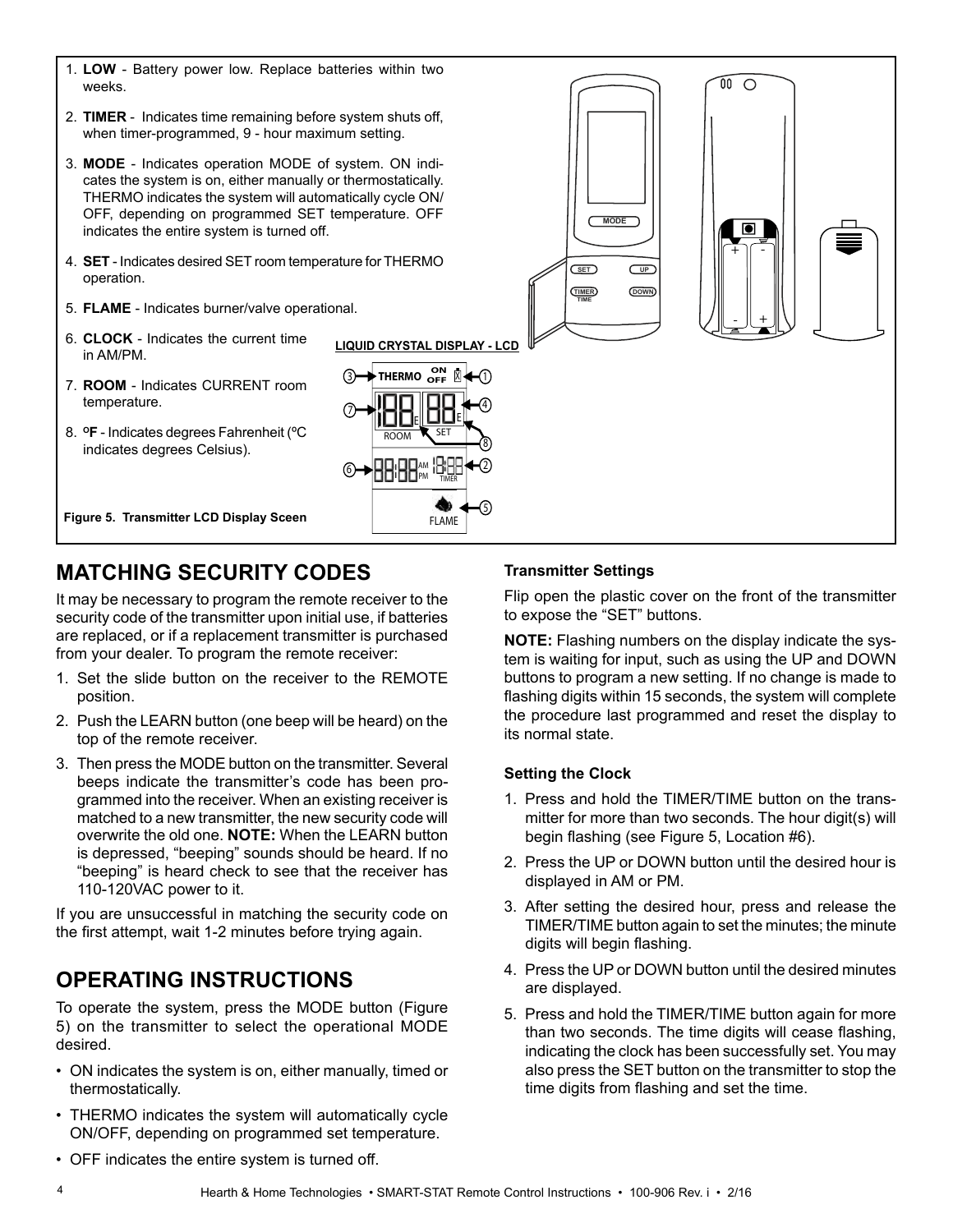1. **LOW** - Battery power low. Replace batteries within two weeks.
2. **TIMER** - Indicates time remaining before system shuts off, when timer-programmed, 9 - hour maximum setting.
3. **MODE** - Indicates operation MODE of system. ON indicates the system is on, either manually or thermostatically. THERMO indicates the system will automatically cycle ON/OFF, depending on programmed SET temperature. OFF indicates the entire system is turned off.
4. **SET** - Indicates desired SET room temperature for THERMO operation.
5. **FLAME** - Indicates burner/valve operational.
6. **CLOCK** - Indicates the current time in AM/PM.
7. **ROOM** - Indicates CURRENT room temperature.
8. **ºF** - Indicates degrees Fahrenheit (ºC indicates degrees Celsius).

**LIQUID CRYSTAL DISPLAY - LCD**

**Figure 5. Transmitter LCD Display Sceen**

## MATCHING SECURITY CODES

It may be necessary to program the remote receiver to the security code of the transmitter upon initial use, if batteries are replaced, or if a replacement transmitter is purchased from your dealer. To program the remote receiver:

1. Set the slide button on the receiver to the REMOTE position.
2. Push the LEARN button (one beep will be heard) on the top of the remote receiver.
3. Then press the MODE button on the transmitter. Several beeps indicate the transmitter's code has been programmed into the receiver. When an existing receiver is matched to a new transmitter, the new security code will overwrite the old one. **NOTE:** When the LEARN button is depressed, "beeping" sounds should be heard. If no "beeping" is heard check to see that the receiver has 110-120VAC power to it.

If you are unsuccessful in matching the security code on the first attempt, wait 1-2 minutes before trying again.

## OPERATING INSTRUCTIONS

To operate the system, press the MODE button (Figure 5) on the transmitter to select the operational MODE desired.

- ON indicates the system is on, either manually, timed or thermostatically.
- THERMO indicates the system will automatically cycle ON/OFF, depending on programmed set temperature.
- OFF indicates the entire system is turned off.

### Transmitter Settings

Flip open the plastic cover on the front of the transmitter to expose the "SET" buttons.

**NOTE:** Flashing numbers on the display indicate the system is waiting for input, such as using the UP and DOWN buttons to program a new setting. If no change is made to flashing digits within 15 seconds, the system will complete the procedure last programmed and reset the display to its normal state.

### Setting the Clock

1. Press and hold the TIMER/TIME button on the transmitter for more than two seconds. The hour digit(s) will begin flashing (see Figure 5, Location #6).
2. Press the UP or DOWN button until the desired hour is displayed in AM or PM.
3. After setting the desired hour, press and release the TIMER/TIME button again to set the minutes; the minute digits will begin flashing.
4. Press the UP or DOWN button until the desired minutes are displayed.
5. Press and hold the TIMER/TIME button again for more than two seconds. The time digits will cease flashing, indicating the clock has been successfully set. You may also press the SET button on the transmitter to stop the time digits from flashing and set the time.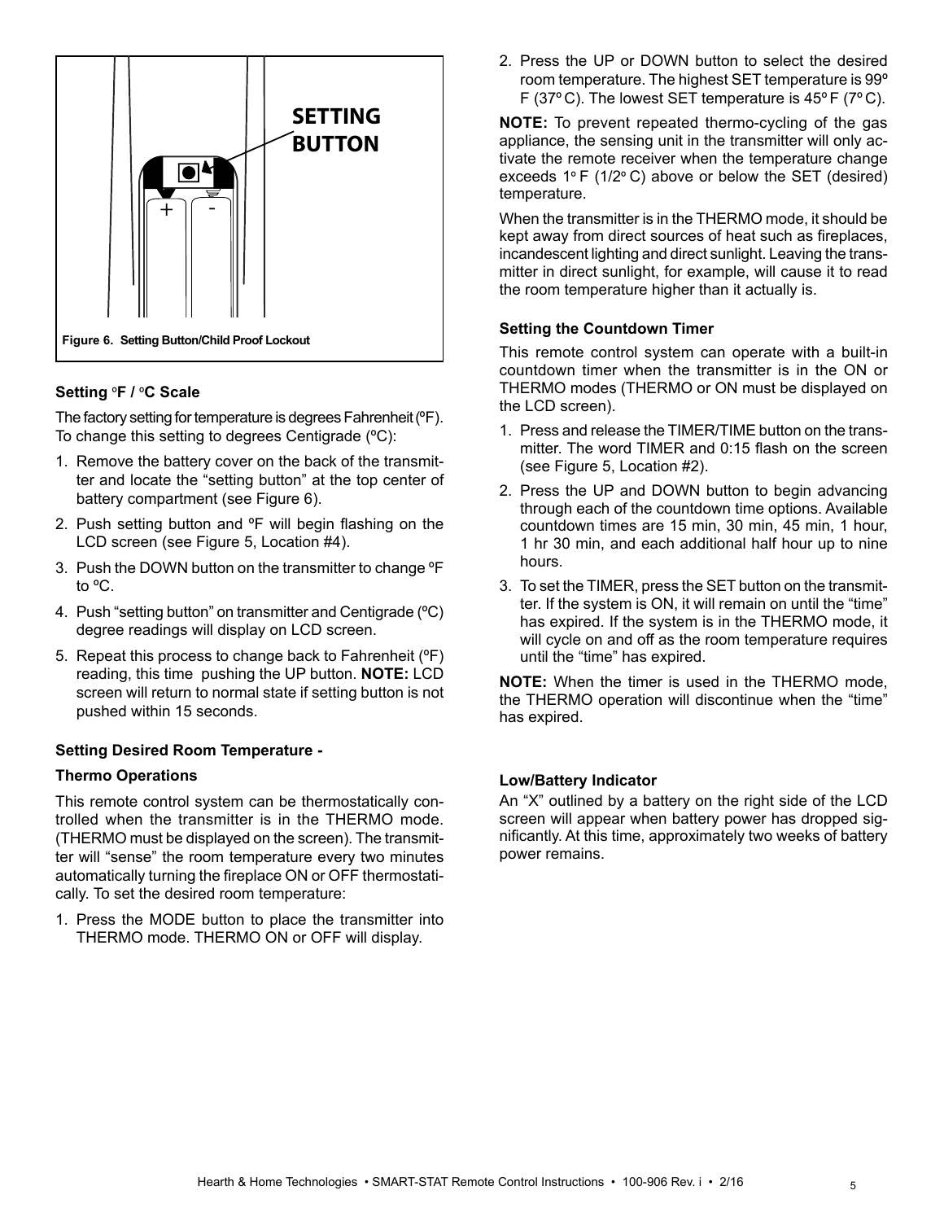SETTING BUTTON

Figure 6. Setting Button/Child Proof Lockout

### Setting °F / °C Scale

The factory setting for temperature is degrees Fahrenheit (ºF). To change this setting to degrees Centigrade (ºC):

1. Remove the battery cover on the back of the transmitter and locate the "setting button" at the top center of battery compartment (see Figure 6).
2. Push setting button and ºF will begin flashing on the LCD screen (see Figure 5, Location #4).
3. Push the DOWN button on the transmitter to change ºF to ºC.
4. Push "setting button" on transmitter and Centigrade (ºC) degree readings will display on LCD screen.
5. Repeat this process to change back to Fahrenheit (ºF) reading, this time pushing the UP button. **NOTE:** LCD screen will return to normal state if setting button is not pushed within 15 seconds.

### Setting Desired Room Temperature -

### Thermo Operations

This remote control system can be thermostatically controlled when the transmitter is in the THERMO mode. (THERMO must be displayed on the screen). The transmitter will "sense" the room temperature every two minutes automatically turning the fireplace ON or OFF thermostatically. To set the desired room temperature:

1. Press the MODE button to place the transmitter into THERMO mode. THERMO ON or OFF will display.
2. Press the UP or DOWN button to select the desired room temperature. The highest SET temperature is 99º F (37º C). The lowest SET temperature is 45º F (7º C).

**NOTE:** To prevent repeated thermo-cycling of the gas appliance, the sensing unit in the transmitter will only activate the remote receiver when the temperature change exceeds 1° F (1/2° C) above or below the SET (desired) temperature.

When the transmitter is in the THERMO mode, it should be kept away from direct sources of heat such as fireplaces, incandescent lighting and direct sunlight. Leaving the transmitter in direct sunlight, for example, will cause it to read the room temperature higher than it actually is.

### Setting the Countdown Timer

This remote control system can operate with a built-in countdown timer when the transmitter is in the ON or THERMO modes (THERMO or ON must be displayed on the LCD screen).

1. Press and release the TIMER/TIME button on the transmitter. The word TIMER and 0:15 flash on the screen (see Figure 5, Location #2).
2. Press the UP and DOWN button to begin advancing through each of the countdown time options. Available countdown times are 15 min, 30 min, 45 min, 1 hour, 1 hr 30 min, and each additional half hour up to nine hours.
3. To set the TIMER, press the SET button on the transmitter. If the system is ON, it will remain on until the "time" has expired. If the system is in the THERMO mode, it will cycle on and off as the room temperature requires until the "time" has expired.

**NOTE:** When the timer is used in the THERMO mode, the THERMO operation will discontinue when the "time" has expired.

### Low/Battery Indicator

An "X" outlined by a battery on the right side of the LCD screen will appear when battery power has dropped significantly. At this time, approximately two weeks of battery power remains.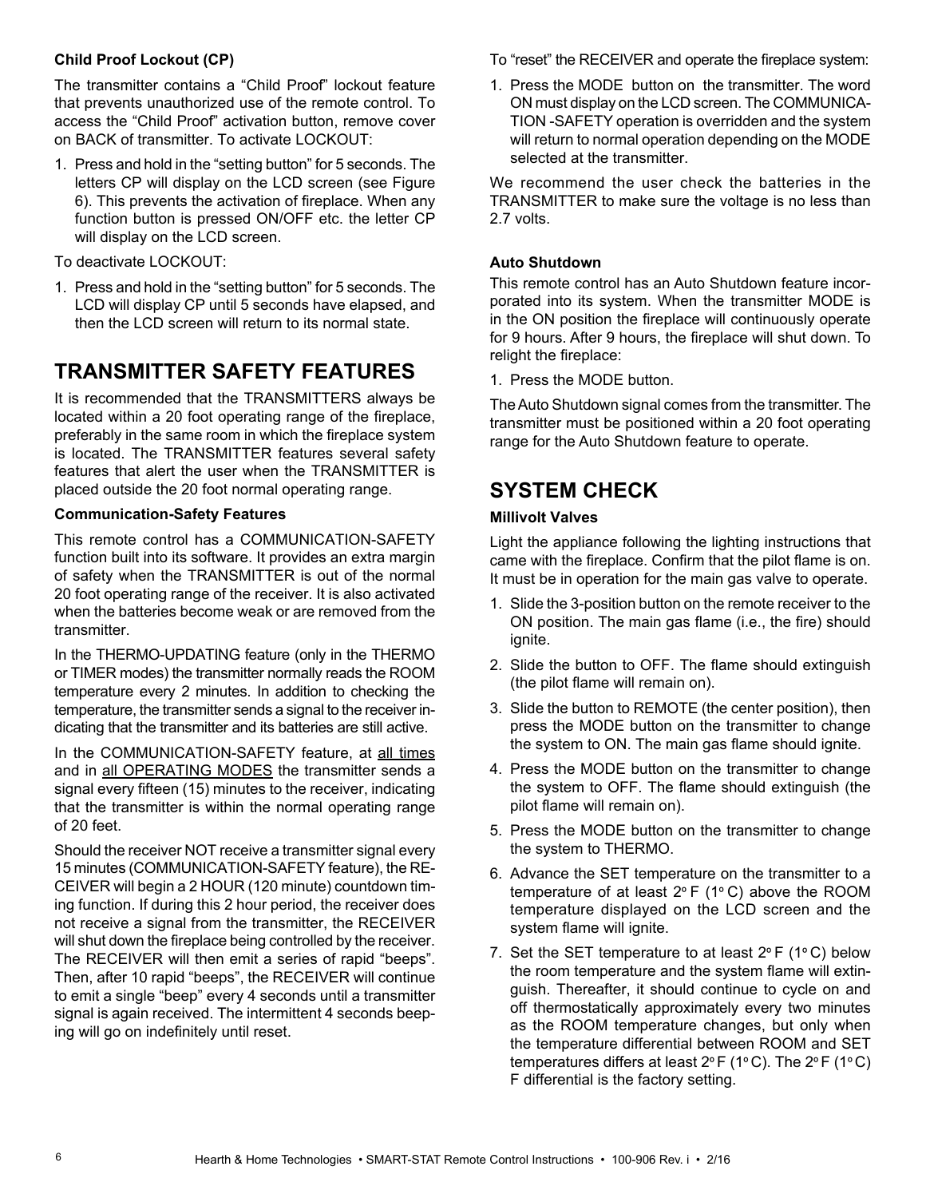**Child Proof Lockout (CP)**

The transmitter contains a "Child Proof" lockout feature that prevents unauthorized use of the remote control. To access the "Child Proof" activation button, remove cover on BACK of transmitter. To activate LOCKOUT:

1. Press and hold in the "setting button" for 5 seconds. The letters CP will display on the LCD screen (see Figure 6). This prevents the activation of fireplace. When any function button is pressed ON/OFF etc. the letter CP will display on the LCD screen.

To deactivate LOCKOUT:

1. Press and hold in the "setting button" for 5 seconds. The LCD will display CP until 5 seconds have elapsed, and then the LCD screen will return to its normal state.

## TRANSMITTER SAFETY FEATURES

It is recommended that the TRANSMITTERS always be located within a 20 foot operating range of the fireplace, preferably in the same room in which the fireplace system is located. The TRANSMITTER features several safety features that alert the user when the TRANSMITTER is placed outside the 20 foot normal operating range.

**Communication-Safety Features**

This remote control has a COMMUNICATION-SAFETY function built into its software. It provides an extra margin of safety when the TRANSMITTER is out of the normal 20 foot operating range of the receiver. It is also activated when the batteries become weak or are removed from the transmitter.

In the THERMO-UPDATING feature (only in the THERMO or TIMER modes) the transmitter normally reads the ROOM temperature every 2 minutes. In addition to checking the temperature, the transmitter sends a signal to the receiver indicating that the transmitter and its batteries are still active.

In the COMMUNICATION-SAFETY feature, at all times and in all OPERATING MODES the transmitter sends a signal every fifteen (15) minutes to the receiver, indicating that the transmitter is within the normal operating range of 20 feet.

Should the receiver NOT receive a transmitter signal every 15 minutes (COMMUNICATION-SAFETY feature), the RECEIVER will begin a 2 HOUR (120 minute) countdown timing function. If during this 2 hour period, the receiver does not receive a signal from the transmitter, the RECEIVER will shut down the fireplace being controlled by the receiver. The RECEIVER will then emit a series of rapid "beeps". Then, after 10 rapid "beeps", the RECEIVER will continue to emit a single "beep" every 4 seconds until a transmitter signal is again received. The intermittent 4 seconds beeping will go on indefinitely until reset.

To "reset" the RECEIVER and operate the fireplace system:

1. Press the MODE button on the transmitter. The word ON must display on the LCD screen. The COMMUNICATION -SAFETY operation is overridden and the system will return to normal operation depending on the MODE selected at the transmitter.

We recommend the user check the batteries in the TRANSMITTER to make sure the voltage is no less than 2.7 volts.

**Auto Shutdown**

This remote control has an Auto Shutdown feature incorporated into its system. When the transmitter MODE is in the ON position the fireplace will continuously operate for 9 hours. After 9 hours, the fireplace will shut down. To relight the fireplace:

1. Press the MODE button.

The Auto Shutdown signal comes from the transmitter. The transmitter must be positioned within a 20 foot operating range for the Auto Shutdown feature to operate.

## SYSTEM CHECK

**Millivolt Valves**

Light the appliance following the lighting instructions that came with the fireplace. Confirm that the pilot flame is on. It must be in operation for the main gas valve to operate.

1. Slide the 3-position button on the remote receiver to the ON position. The main gas flame (i.e., the fire) should ignite.
2. Slide the button to OFF. The flame should extinguish (the pilot flame will remain on).
3. Slide the button to REMOTE (the center position), then press the MODE button on the transmitter to change the system to ON. The main gas flame should ignite.
4. Press the MODE button on the transmitter to change the system to OFF. The flame should extinguish (the pilot flame will remain on).
5. Press the MODE button on the transmitter to change the system to THERMO.
6. Advance the SET temperature on the transmitter to a temperature of at least 2° F (1° C) above the ROOM temperature displayed on the LCD screen and the system flame will ignite.
7. Set the SET temperature to at least 2° F (1° C) below the room temperature and the system flame will extinguish. Thereafter, it should continue to cycle on and off thermostatically approximately every two minutes as the ROOM temperature changes, but only when the temperature differential between ROOM and SET temperatures differs at least 2° F (1° C). The 2° F (1° C) F differential is the factory setting.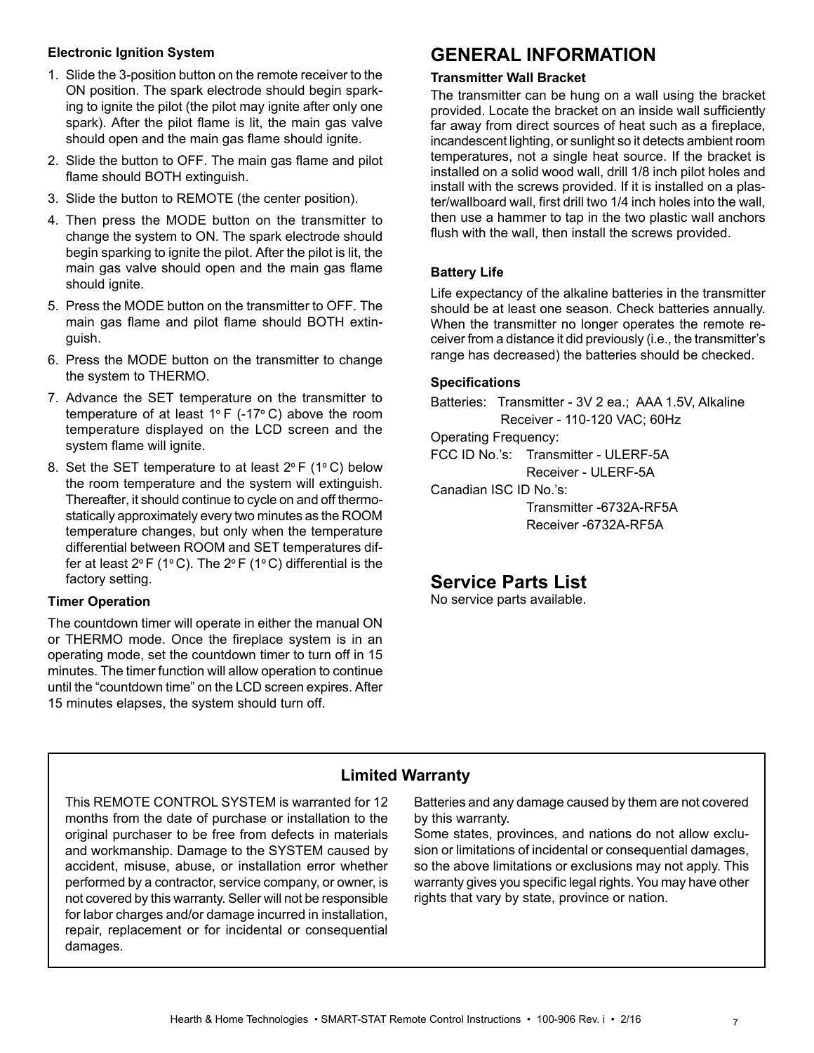#### Electronic Ignition System

1. Slide the 3-position button on the remote receiver to the ON position. The spark electrode should begin sparking to ignite the pilot (the pilot may ignite after only one spark). After the pilot flame is lit, the main gas valve should open and the main gas flame should ignite.
2. Slide the button to OFF. The main gas flame and pilot flame should BOTH extinguish.
3. Slide the button to REMOTE (the center position).
4. Then press the MODE button on the transmitter to change the system to ON. The spark electrode should begin sparking to ignite the pilot. After the pilot is lit, the main gas valve should open and the main gas flame should ignite.
5. Press the MODE button on the transmitter to OFF. The main gas flame and pilot flame should BOTH extinguish.
6. Press the MODE button on the transmitter to change the system to THERMO.
7. Advance the SET temperature on the transmitter to temperature of at least 1° F (-17° C) above the room temperature displayed on the LCD screen and the system flame will ignite.
8. Set the SET temperature to at least 2° F (1° C) below the room temperature and the system will extinguish. Thereafter, it should continue to cycle on and off thermostatically approximately every two minutes as the ROOM temperature changes, but only when the temperature differential between ROOM and SET temperatures differ at least 2° F (1° C). The 2° F (1° C) differential is the factory setting.

#### Timer Operation

The countdown timer will operate in either the manual ON or THERMO mode. Once the fireplace system is in an operating mode, set the countdown timer to turn off in 15 minutes. The timer function will allow operation to continue until the "countdown time" on the LCD screen expires. After 15 minutes elapses, the system should turn off.

## GENERAL INFORMATION

#### Transmitter Wall Bracket

The transmitter can be hung on a wall using the bracket provided. Locate the bracket on an inside wall sufficiently far away from direct sources of heat such as a fireplace, incandescent lighting, or sunlight so it detects ambient room temperatures, not a single heat source. If the bracket is installed on a solid wood wall, drill 1/8 inch pilot holes and install with the screws provided. If it is installed on a plaster/wallboard wall, first drill two 1/4 inch holes into the wall, then use a hammer to tap in the two plastic wall anchors flush with the wall, then install the screws provided.

#### Battery Life

Life expectancy of the alkaline batteries in the transmitter should be at least one season. Check batteries annually. When the transmitter no longer operates the remote receiver from a distance it did previously (i.e., the transmitter's range has decreased) the batteries should be checked.

#### Specifications

Batteries: Transmitter - 3V 2 ea.; AAA 1.5V, Alkaline
Receiver - 110-120 VAC; 60Hz

Operating Frequency:

FCC ID No.'s: Transmitter - ULERF-5A
Receiver - ULERF-5A

Canadian ISC ID No.'s:
Transmitter -6732A-RF5A
Receiver -6732A-RF5A

## Service Parts List

No service parts available.

### Limited Warranty

This REMOTE CONTROL SYSTEM is warranted for 12 months from the date of purchase or installation to the original purchaser to be free from defects in materials and workmanship. Damage to the SYSTEM caused by accident, misuse, abuse, or installation error whether performed by a contractor, service company, or owner, is not covered by this warranty. Seller will not be responsible for labor charges and/or damage incurred in installation, repair, replacement or for incidental or consequential damages.

Batteries and any damage caused by them are not covered by this warranty.

Some states, provinces, and nations do not allow exclusion or limitations of incidental or consequential damages, so the above limitations or exclusions may not apply. This warranty gives you specific legal rights. You may have other rights that vary by state, province or nation.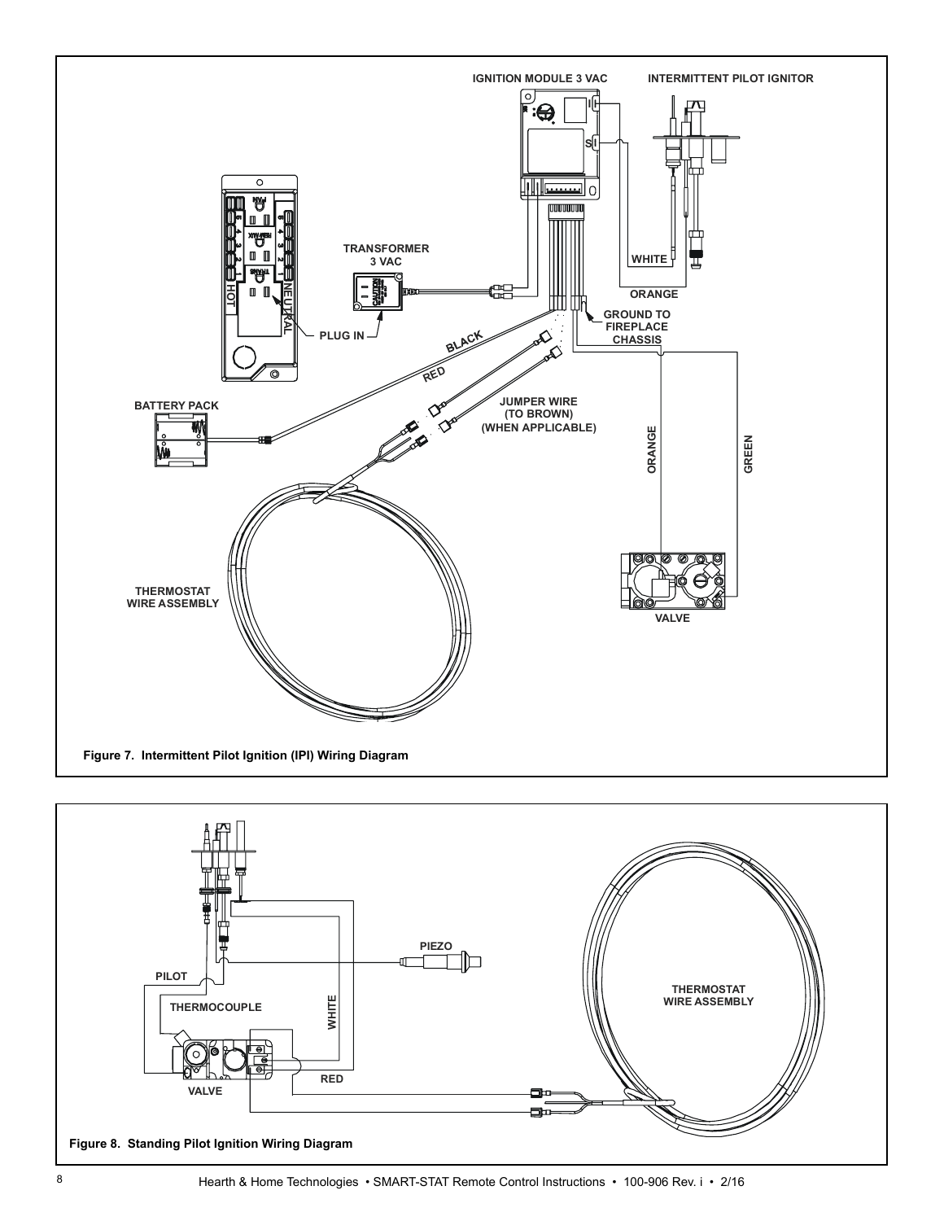IGNITION MODULE 3 VAC

INTERMITTENT PILOT IGNITOR

TRANSFORMER 3 VAC

PLUG IN

HOT

NEUTRAL

WHITE

ORANGE

GROUND TO FIREPLACE CHASSIS

BLACK

RED

BATTERY PACK

JUMPER WIRE (TO BROWN) (WHEN APPLICABLE)

ORANGE

GREEN

THERMOSTAT WIRE ASSEMBLY

VALVE

**Figure 7. Intermittent Pilot Ignition (IPI) Wiring Diagram**

PIEZO

PILOT

THERMOCOUPLE

WHITE

THERMOSTAT WIRE ASSEMBLY

VALVE

RED

**Figure 8. Standing Pilot Ignition Wiring Diagram**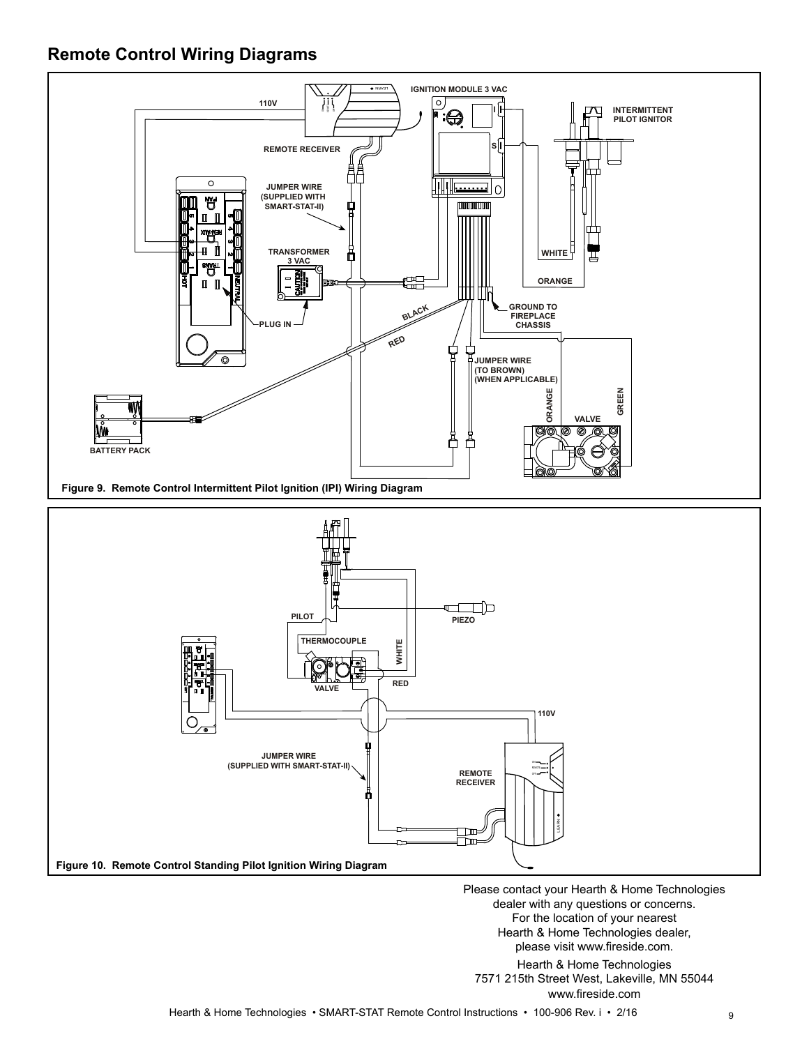## Remote Control Wiring Diagrams

110V

IGNITION MODULE 3 VAC

INTERMITTENT PILOT IGNITOR

REMOTE RECEIVER

JUMPER WIRE (SUPPLIED WITH SMART-STAT-II)

TRANSFORMER 3 VAC

WHITE

ORANGE

BLACK

GROUND TO FIREPLACE CHASSIS

PLUG IN

RED

JUMPER WIRE (TO BROWN) (WHEN APPLICABLE)

ORANGE

GREEN

VALVE

BATTERY PACK

Figure 9. Remote Control Intermittent Pilot Ignition (IPI) Wiring Diagram

PILOT

PIEZO

THERMOCOUPLE

WHITE

VALVE

RED

110V

JUMPER WIRE (SUPPLIED WITH SMART-STAT-II)

REMOTE RECEIVER

Figure 10. Remote Control Standing Pilot Ignition Wiring Diagram

Please contact your Hearth & Home Technologies dealer with any questions or concerns.
For the location of your nearest Hearth & Home Technologies dealer, please visit www.fireside.com.

Hearth & Home Technologies
7571 215th Street West, Lakeville, MN 55044
www.fireside.com